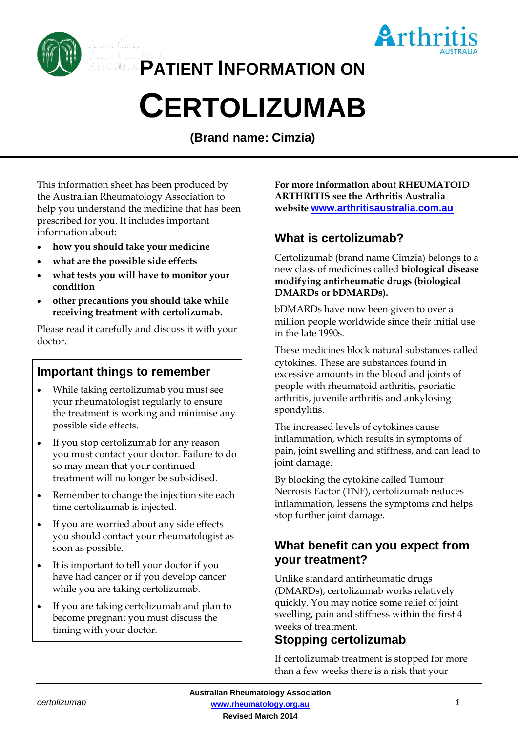# PATIENT INFORMATION ON

# CERTOLIZUMAB

**(Brand name: Cimzia)**

This information sheet has been produced by the Australian Rheumatology Association to help you understand the medicine that has been prescribed for you. It includes important information about:

- **how you should take your medicine**
- **what are the possible side effects**
- **what tests you will have to monitor your condition**
- **other precautions you should take while receiving treatment with certolizumab.**

Please read it carefully and discuss it with your doctor.

## Important things to remember

- While taking certolizumab you must see your rheumatologist regularly to ensure the treatment is working and minimise any possible side effects.
- If you stop certolizumab for any reason you must contact your doctor. Failure to do so may mean that your continued treatment will no longer be subsidised.
- Remember to change the injection site each time certolizumab is injected.
- If you are worried about any side effects you should contact your rheumatologist as soon as possible.
- It is important to tell your doctor if you have had cancer or if you develop cancer while you are taking certolizumab.
- If you are taking certolizumab and plan to become pregnant you must discuss the timing with your doctor.

**For more information about RHEUMATOID ARTHRITIS see the Arthritis Australia website [www.arthritisaustralia.com.au](http://www.arthritisaustralia.com.au)**

## What is certolizumab?

Certolizumab (brand name Cimzia) belongs to a new class of medicines called **biological disease modifying antirheumatic drugs (biological DMARDs or bDMARDs).**

bDMARDs have now been given to over a million people worldwide since their initial use in the late 1990s.

These medicines block natural substances called cytokines. These are substances found in excessive amounts in the blood and joints of people with rheumatoid arthritis, psoriatic arthritis, juvenile arthritis and ankylosing spondylitis.

The increased levels of cytokines cause inflammation, which results in symptoms of pain, joint swelling and stiffness, and can lead to joint damage.

By blocking the cytokine called Tumour Necrosis Factor (TNF), certolizumab reduces inflammation, lessens the symptoms and helps stop further joint damage.

## What benefit can you expect from your treatment?

Unlike standard antirheumatic drugs (DMARDs), certolizumab works relatively quickly. You may notice some relief of joint swelling, pain and stiffness within the first 4 weeks of treatment.

## Stopping certolizumab

If certolizumab treatment is stopped for more than a few weeks there is a risk that your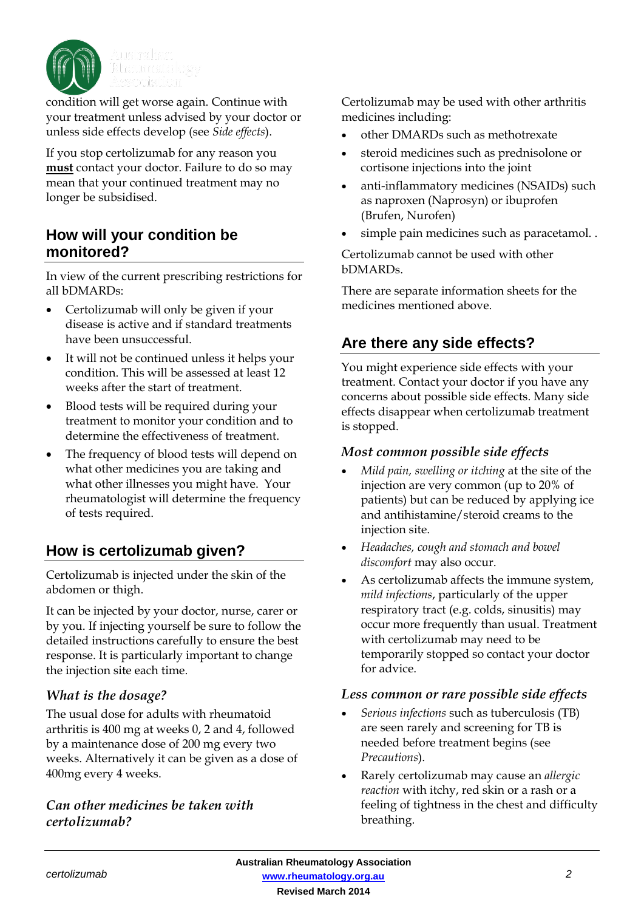condition will get worse again. Continue with your treatment unless advised by your doctor or unless side effects develop (see *Side effects*).

If you stop certolizumab for any reason you **must** contact your doctor. Failure to do so may mean that your continued treatment may no longer be subsidised.

## How will your condition be monitored?

In view of the current prescribing restrictions for all bDMARDs:

- Certolizumab will only be given if your disease is active and if standard treatments have been unsuccessful.
- It will not be continued unless it helps your condition. This will be assessed at least 12 weeks after the start of treatment.
- Blood tests will be required during your treatment to monitor your condition and to determine the effectiveness of treatment.
- The frequency of blood tests will depend on what other medicines you are taking and what other illnesses you might have. Your rheumatologist will determine the frequency of tests required.

## How is certolizumab given?

Certolizumab is injected under the skin of the abdomen or thigh.

It can be injected by your doctor, nurse, carer or by you. If injecting yourself be sure to follow the detailed instructions carefully to ensure the best response. It is particularly important to change the injection site each time.

### *What is the dosage?*

The usual dose for adults with rheumatoid arthritis is 400 mg at weeks 0, 2 and 4, followed by a maintenance dose of 200 mg every two weeks. Alternatively it can be given as a dose of 400mg every 4 weeks.

### *Can other medicines be taken with certolizumab?*

Certolizumab may be used with other arthritis medicines including:

- other DMARDs such as methotrexate
- steroid medicines such as prednisolone or cortisone injections into the joint
- anti-inflammatory medicines (NSAIDs) such as naproxen (Naprosyn) or ibuprofen (Brufen, Nurofen)
- simple pain medicines such as paracetamol. .

Certolizumab cannot be used with other bDMARDs.

There are separate information sheets for the medicines mentioned above.

## Are there any side effects?

You might experience side effects with your treatment. Contact your doctor if you have any concerns about possible side effects. Many side effects disappear when certolizumab treatment is stopped.

### *Most common possible side effects*

- *Mild pain, swelling or itching* at the site of the injection are very common (up to 20% of patients) but can be reduced by applying ice and antihistamine/steroid creams to the injection site.
- *Headaches, cough and stomach and bowel discomfort* may also occur.
- As certolizumab affects the immune system, *mild infections*, particularly of the upper respiratory tract (e.g. colds, sinusitis) may occur more frequently than usual. Treatment with certolizumab may need to be temporarily stopped so contact your doctor for advice.

### *Less common or rare possible side effects*

- *Serious infections* such as tuberculosis (TB) are seen rarely and screening for TB is needed before treatment begins (see *Precautions*).
- Rarely certolizumab may cause an *allergic reaction* with itchy, red skin or a rash or a feeling of tightness in the chest and difficulty breathing.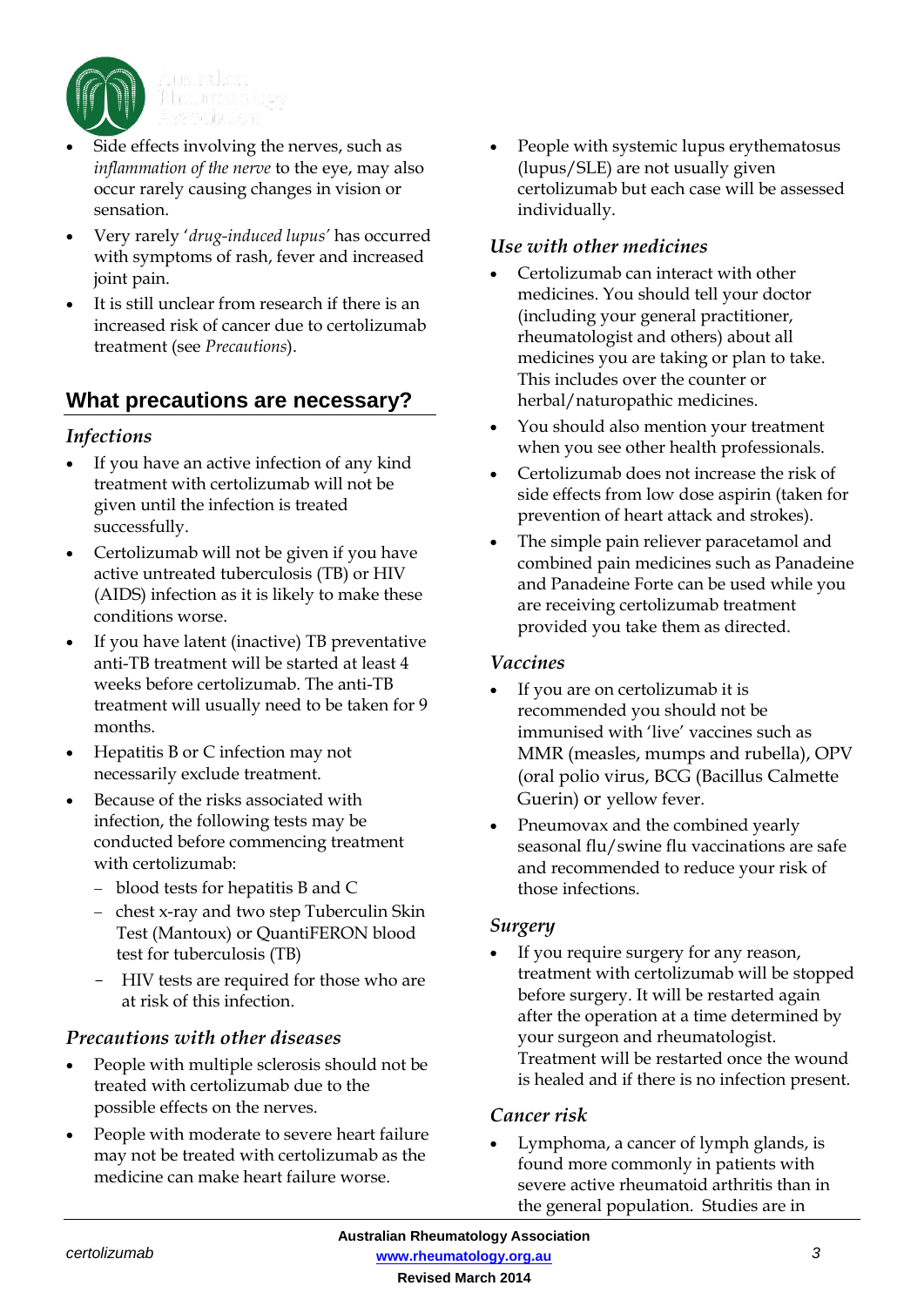- Side effects involving the nerves, such as *inflammation of the nerve* to the eye, may also occur rarely causing changes in vision or sensation.
- Very rarely '*drug-induced lupus'* has occurred with symptoms of rash, fever and increased joint pain.
- It is still unclear from research if there is an increased risk of cancer due to certolizumab treatment (see *Precautions*).

## What precautions are necessary?

### *Infections*

- If you have an active infection of any kind treatment with certolizumab will not be given until the infection is treated successfully.
- Certolizumab will not be given if you have active untreated tuberculosis (TB) or HIV (AIDS) infection as it is likely to make these conditions worse.
- If you have latent (inactive) TB preventative anti-TB treatment will be started at least 4 weeks before certolizumab. The anti-TB treatment will usually need to be taken for 9 months.
- Hepatitis B or C infection may not necessarily exclude treatment.
- Because of the risks associated with infection, the following tests may be conducted before commencing treatment with certolizumab:
  - blood tests for hepatitis B and C
  - chest x-ray and two step Tuberculin Skin Test (Mantoux) or QuantiFERON blood test for tuberculosis (TB)
  - HIV tests are required for those who are at risk of this infection.

### *Precautions with other diseases*

- People with multiple sclerosis should not be treated with certolizumab due to the possible effects on the nerves.
- People with moderate to severe heart failure may not be treated with certolizumab as the medicine can make heart failure worse.
- People with systemic lupus erythematosus (lupus/SLE) are not usually given certolizumab but each case will be assessed individually.

### *Use with other medicines*

- Certolizumab can interact with other medicines. You should tell your doctor (including your general practitioner, rheumatologist and others) about all medicines you are taking or plan to take. This includes over the counter or herbal/naturopathic medicines.
- You should also mention your treatment when you see other health professionals.
- Certolizumab does not increase the risk of side effects from low dose aspirin (taken for prevention of heart attack and strokes).
- The simple pain reliever paracetamol and combined pain medicines such as Panadeine and Panadeine Forte can be used while you are receiving certolizumab treatment provided you take them as directed.

### *Vaccines*

- If you are on certolizumab it is recommended you should not be immunised with 'live' vaccines such as MMR (measles, mumps and rubella), OPV (oral polio virus, BCG (Bacillus Calmette Guerin) or yellow fever.
- Pneumovax and the combined yearly seasonal flu/swine flu vaccinations are safe and recommended to reduce your risk of those infections.

### *Surgery*

- If you require surgery for any reason, treatment with certolizumab will be stopped before surgery. It will be restarted again after the operation at a time determined by your surgeon and rheumatologist. Treatment will be restarted once the wound is healed and if there is no infection present.

### *Cancer risk*

- Lymphoma, a cancer of lymph glands, is found more commonly in patients with severe active rheumatoid arthritis than in the general population. Studies are in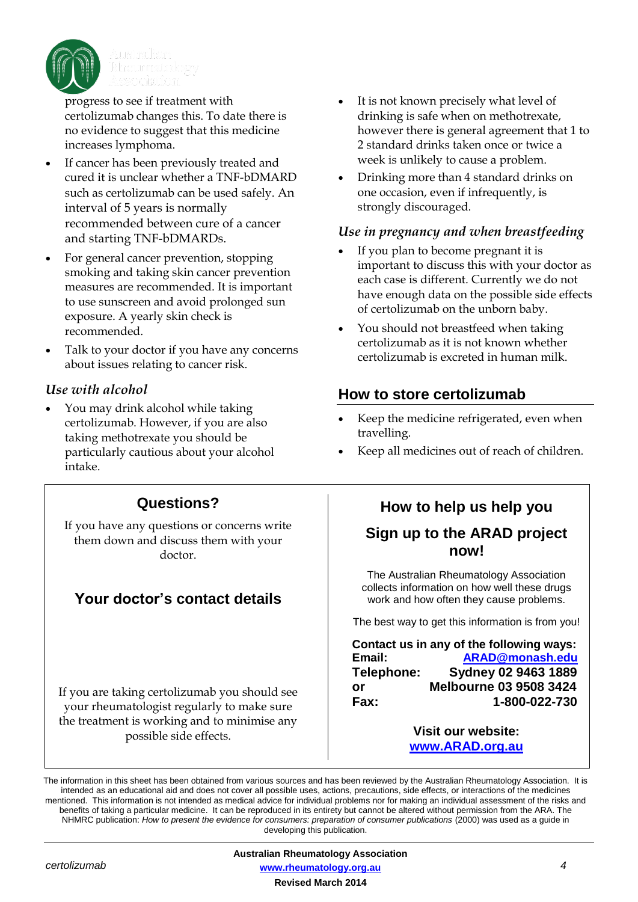progress to see if treatment with certolizumab changes this. To date there is no evidence to suggest that this medicine increases lymphoma.

- If cancer has been previously treated and cured it is unclear whether a TNF-bDMARD such as certolizumab can be used safely. An interval of 5 years is normally recommended between cure of a cancer and starting TNF-bDMARDs.
- For general cancer prevention, stopping smoking and taking skin cancer prevention measures are recommended. It is important to use sunscreen and avoid prolonged sun exposure. A yearly skin check is recommended.
- Talk to your doctor if you have any concerns about issues relating to cancer risk.

### *Use with alcohol*

- You may drink alcohol while taking certolizumab. However, if you are also taking methotrexate you should be particularly cautious about your alcohol intake.
- It is not known precisely what level of drinking is safe when on methotrexate, however there is general agreement that 1 to 2 standard drinks taken once or twice a week is unlikely to cause a problem.
- Drinking more than 4 standard drinks on one occasion, even if infrequently, is strongly discouraged.

### *Use in pregnancy and when breastfeeding*

- If you plan to become pregnant it is important to discuss this with your doctor as each case is different. Currently we do not have enough data on the possible side effects of certolizumab on the unborn baby.
- You should not breastfeed when taking certolizumab as it is not known whether certolizumab is excreted in human milk.

## How to store certolizumab

- Keep the medicine refrigerated, even when travelling.
- Keep all medicines out of reach of children.

## Questions?

If you have any questions or concerns write them down and discuss them with your doctor.

## Your doctor's contact details

If you are taking certolizumab you should see your rheumatologist regularly to make sure the treatment is working and to minimise any possible side effects.

## How to help us help you

## Sign up to the ARAD project now!

The Australian Rheumatology Association collects information on how well these drugs work and how often they cause problems.

The best way to get this information is from you!

**Contact us in any of the following ways:**

**Email:** **ARAD@monash.edu**
**Telephone:** **Sydney 02 9463 1889**
**or** **Melbourne 03 9508 3424**
**Fax:** **1-800-022-730**

**Visit our website:**
**www.ARAD.org.au**

The information in this sheet has been obtained from various sources and has been reviewed by the Australian Rheumatology Association. It is intended as an educational aid and does not cover all possible uses, actions, precautions, side effects, or interactions of the medicines mentioned. This information is not intended as medical advice for individual problems nor for making an individual assessment of the risks and benefits of taking a particular medicine. It can be reproduced in its entirety but cannot be altered without permission from the ARA. The NHMRC publication: *How to present the evidence for consumers: preparation of consumer publications* (2000) was used as a guide in developing this publication.

**Australian Rheumatology Association**
**www.rheumatology.org.au**
**Revised March 2014**